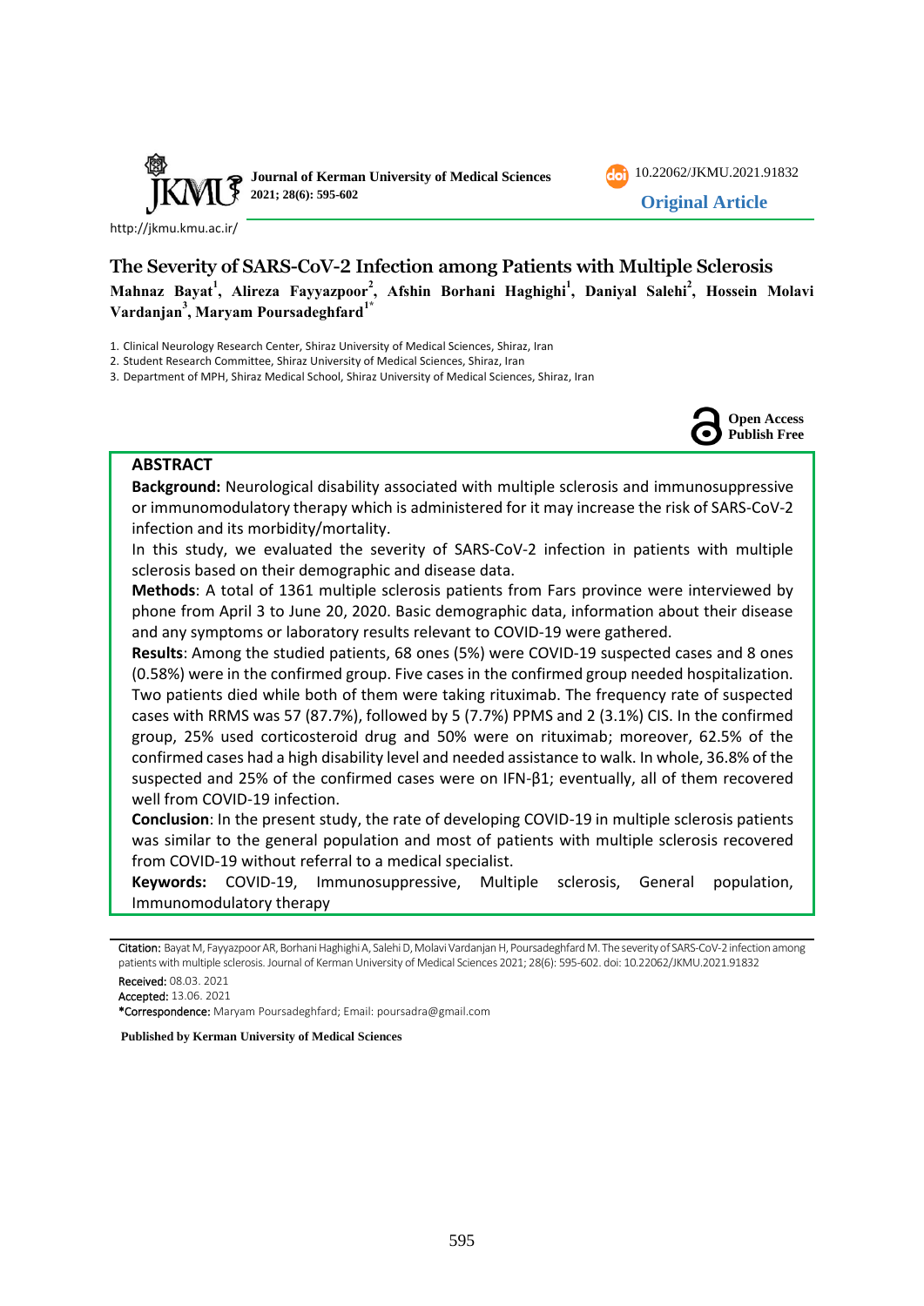Journal of Kerman University of Medical Sciences
2021; 28(6): 595-602

10.22062/JKMU.2021.91832

**Original Article**

http://jkmu.kmu.ac.ir/

# The Severity of SARS-CoV-2 Infection among Patients with Multiple Sclerosis

**Mahnaz Bayat[1], Alireza Fayyazpoor[2], Afshin Borhani Haghighi[1], Daniyal Salehi[2], Hossein Molavi Vardanjan[3], Maryam Poursadeghfard[1*]**

1. Clinical Neurology Research Center, Shiraz University of Medical Sciences, Shiraz, Iran
2. Student Research Committee, Shiraz University of Medical Sciences, Shiraz, Iran
3. Department of MPH, Shiraz Medical School, Shiraz University of Medical Sciences, Shiraz, Iran

**Open Access Publish Free**

## ABSTRACT

**Background:** Neurological disability associated with multiple sclerosis and immunosuppressive or immunomodulatory therapy which is administered for it may increase the risk of SARS-CoV-2 infection and its morbidity/mortality.

In this study, we evaluated the severity of SARS-CoV-2 infection in patients with multiple sclerosis based on their demographic and disease data.

**Methods**: A total of 1361 multiple sclerosis patients from Fars province were interviewed by phone from April 3 to June 20, 2020. Basic demographic data, information about their disease and any symptoms or laboratory results relevant to COVID-19 were gathered.

**Results**: Among the studied patients, 68 ones (5%) were COVID-19 suspected cases and 8 ones (0.58%) were in the confirmed group. Five cases in the confirmed group needed hospitalization. Two patients died while both of them were taking rituximab. The frequency rate of suspected cases with RRMS was 57 (87.7%), followed by 5 (7.7%) PPMS and 2 (3.1%) CIS. In the confirmed group, 25% used corticosteroid drug and 50% were on rituximab; moreover, 62.5% of the confirmed cases had a high disability level and needed assistance to walk. In whole, 36.8% of the suspected and 25% of the confirmed cases were on IFN-β1; eventually, all of them recovered well from COVID-19 infection.

**Conclusion**: In the present study, the rate of developing COVID-19 in multiple sclerosis patients was similar to the general population and most of patients with multiple sclerosis recovered from COVID-19 without referral to a medical specialist.

**Keywords:** COVID-19, Immunosuppressive, Multiple sclerosis, General population, Immunomodulatory therapy

---

**Citation:** Bayat M, Fayyazpoor AR, Borhani Haghighi A, Salehi D, Molavi Vardanjan H, Poursadeghfard M. The severity of SARS-CoV-2 infection among patients with multiple sclerosis. Journal of Kerman University of Medical Sciences 2021; 28(6): 595-602. doi: 10.22062/JKMU.2021.91832

**Received:** 08.03. 2021
**Accepted:** 13.06. 2021
**\*Correspondence:** Maryam Poursadeghfard; Email: poursadra@gmail.com

**Published by Kerman University of Medical Sciences**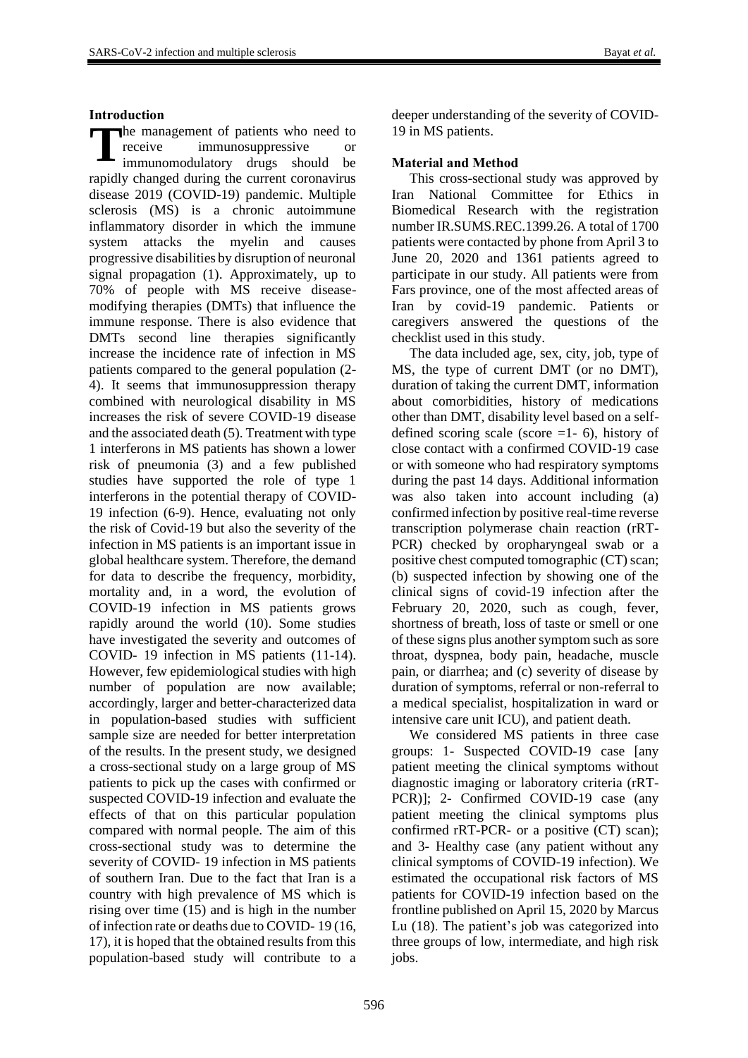## Introduction

The management of patients who need to receive immunosuppressive or immunomodulatory drugs should be rapidly changed during the current coronavirus disease 2019 (COVID-19) pandemic. Multiple sclerosis (MS) is a chronic autoimmune inflammatory disorder in which the immune system attacks the myelin and causes progressive disabilities by disruption of neuronal signal propagation (1). Approximately, up to 70% of people with MS receive disease-modifying therapies (DMTs) that influence the immune response. There is also evidence that DMTs second line therapies significantly increase the incidence rate of infection in MS patients compared to the general population (2-4). It seems that immunosuppression therapy combined with neurological disability in MS increases the risk of severe COVID-19 disease and the associated death (5). Treatment with type 1 interferons in MS patients has shown a lower risk of pneumonia (3) and a few published studies have supported the role of type 1 interferons in the potential therapy of COVID-19 infection (6-9). Hence, evaluating not only the risk of Covid-19 but also the severity of the infection in MS patients is an important issue in global healthcare system. Therefore, the demand for data to describe the frequency, morbidity, mortality and, in a word, the evolution of COVID-19 infection in MS patients grows rapidly around the world (10). Some studies have investigated the severity and outcomes of COVID- 19 infection in MS patients (11-14). However, few epidemiological studies with high number of population are now available; accordingly, larger and better-characterized data in population-based studies with sufficient sample size are needed for better interpretation of the results. In the present study, we designed a cross-sectional study on a large group of MS patients to pick up the cases with confirmed or suspected COVID-19 infection and evaluate the effects of that on this particular population compared with normal people. The aim of this cross-sectional study was to determine the severity of COVID- 19 infection in MS patients of southern Iran. Due to the fact that Iran is a country with high prevalence of MS which is rising over time (15) and is high in the number of infection rate or deaths due to COVID- 19 (16, 17), it is hoped that the obtained results from this population-based study will contribute to a deeper understanding of the severity of COVID-19 in MS patients.

## Material and Method

This cross-sectional study was approved by Iran National Committee for Ethics in Biomedical Research with the registration number IR.SUMS.REC.1399.26. A total of 1700 patients were contacted by phone from April 3 to June 20, 2020 and 1361 patients agreed to participate in our study. All patients were from Fars province, one of the most affected areas of Iran by covid-19 pandemic. Patients or caregivers answered the questions of the checklist used in this study.

The data included age, sex, city, job, type of MS, the type of current DMT (or no DMT), duration of taking the current DMT, information about comorbidities, history of medications other than DMT, disability level based on a self-defined scoring scale (score =1- 6), history of close contact with a confirmed COVID-19 case or with someone who had respiratory symptoms during the past 14 days. Additional information was also taken into account including (a) confirmed infection by positive real-time reverse transcription polymerase chain reaction (rRT-PCR) checked by oropharyngeal swab or a positive chest computed tomographic (CT) scan; (b) suspected infection by showing one of the clinical signs of covid-19 infection after the February 20, 2020, such as cough, fever, shortness of breath, loss of taste or smell or one of these signs plus another symptom such as sore throat, dyspnea, body pain, headache, muscle pain, or diarrhea; and (c) severity of disease by duration of symptoms, referral or non-referral to a medical specialist, hospitalization in ward or intensive care unit ICU), and patient death.

We considered MS patients in three case groups: 1- Suspected COVID-19 case [any patient meeting the clinical symptoms without diagnostic imaging or laboratory criteria (rRT-PCR)]; 2- Confirmed COVID-19 case (any patient meeting the clinical symptoms plus confirmed rRT-PCR- or a positive (CT) scan); and 3- Healthy case (any patient without any clinical symptoms of COVID-19 infection). We estimated the occupational risk factors of MS patients for COVID-19 infection based on the frontline published on April 15, 2020 by Marcus Lu (18). The patient's job was categorized into three groups of low, intermediate, and high risk jobs.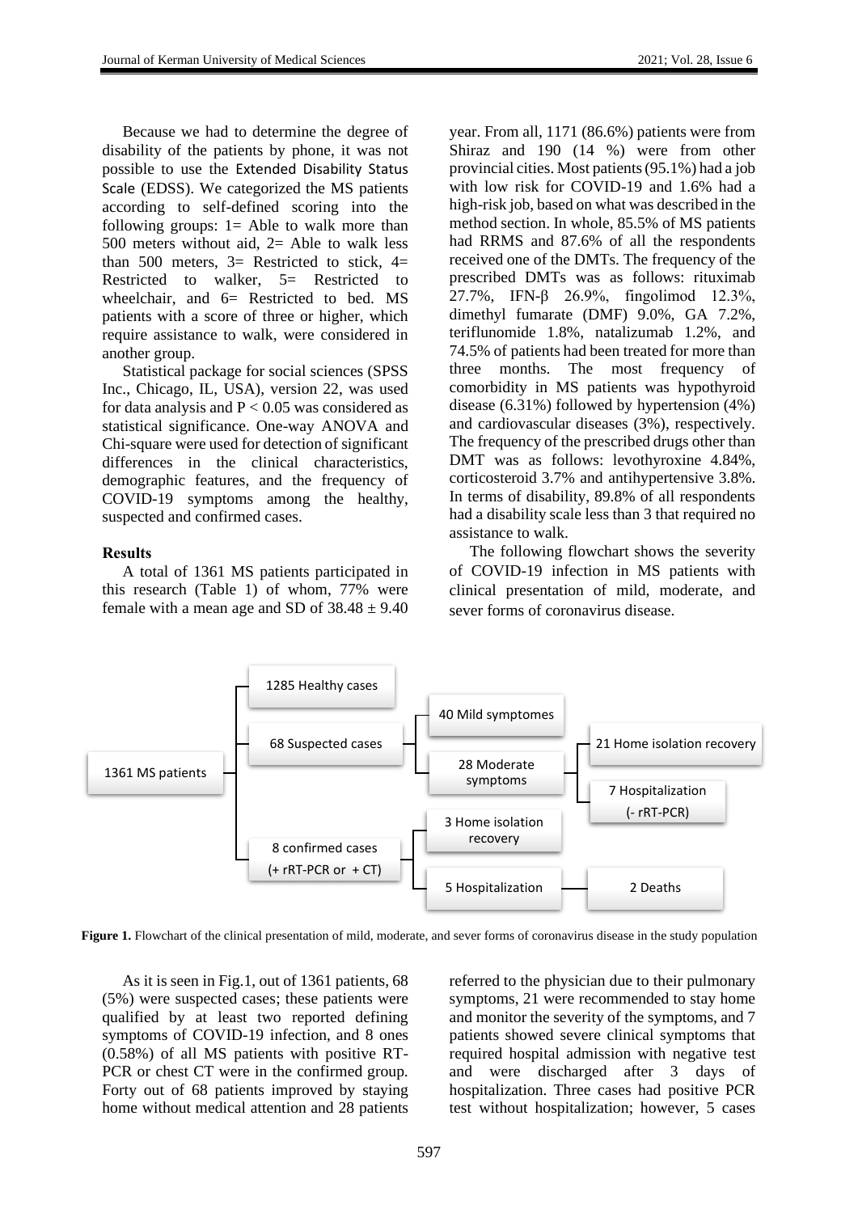Because we had to determine the degree of disability of the patients by phone, it was not possible to use the Extended Disability Status Scale (EDSS). We categorized the MS patients according to self-defined scoring into the following groups: 1= Able to walk more than 500 meters without aid, 2= Able to walk less than 500 meters, 3= Restricted to stick, 4= Restricted to walker, 5= Restricted to wheelchair, and 6= Restricted to bed. MS patients with a score of three or higher, which require assistance to walk, were considered in another group.

Statistical package for social sciences (SPSS Inc., Chicago, IL, USA), version 22, was used for data analysis and $P < 0.05$ was considered as statistical significance. One-way ANOVA and Chi-square were used for detection of significant differences in the clinical characteristics, demographic features, and the frequency of COVID-19 symptoms among the healthy, suspected and confirmed cases.

## Results

A total of 1361 MS patients participated in this research (Table 1) of whom, 77% were female with a mean age and SD of $38.48 \pm 9.40$ year. From all, 1171 (86.6%) patients were from Shiraz and 190 (14 %) were from other provincial cities. Most patients (95.1%) had a job with low risk for COVID-19 and 1.6% had a high-risk job, based on what was described in the method section. In whole, 85.5% of MS patients had RRMS and 87.6% of all the respondents received one of the DMTs. The frequency of the prescribed DMTs was as follows: rituximab 27.7%, IFN-β 26.9%, fingolimod 12.3%, dimethyl fumarate (DMF) 9.0%, GA 7.2%, teriflunomide 1.8%, natalizumab 1.2%, and 74.5% of patients had been treated for more than three months. The most frequency of comorbidity in MS patients was hypothyroid disease (6.31%) followed by hypertension (4%) and cardiovascular diseases (3%), respectively. The frequency of the prescribed drugs other than DMT was as follows: levothyroxine 4.84%, corticosteroid 3.7% and antihypertensive 3.8%. In terms of disability, 89.8% of all respondents had a disability scale less than 3 that required no assistance to walk.

The following flowchart shows the severity of COVID-19 infection in MS patients with clinical presentation of mild, moderate, and sever forms of coronavirus disease.

- 1361 MS patients
  - 1285 Healthy cases
  - 68 Suspected cases
    - 40 Mild symptomes
    - 28 Moderate symptoms
      - 21 Home isolation recovery
      - 7 Hospitalization (- rRT-PCR)
  - 8 confirmed cases (+ rRT-PCR or + CT)
    - 3 Home isolation recovery
    - 5 Hospitalization
      - 2 Deaths

**Figure 1.** Flowchart of the clinical presentation of mild, moderate, and sever forms of coronavirus disease in the study population

As it is seen in Fig.1, out of 1361 patients, 68 (5%) were suspected cases; these patients were qualified by at least two reported defining symptoms of COVID-19 infection, and 8 ones (0.58%) of all MS patients with positive RT-PCR or chest CT were in the confirmed group. Forty out of 68 patients improved by staying home without medical attention and 28 patients referred to the physician due to their pulmonary symptoms, 21 were recommended to stay home and monitor the severity of the symptoms, and 7 patients showed severe clinical symptoms that required hospital admission with negative test and were discharged after 3 days of hospitalization. Three cases had positive PCR test without hospitalization; however, 5 cases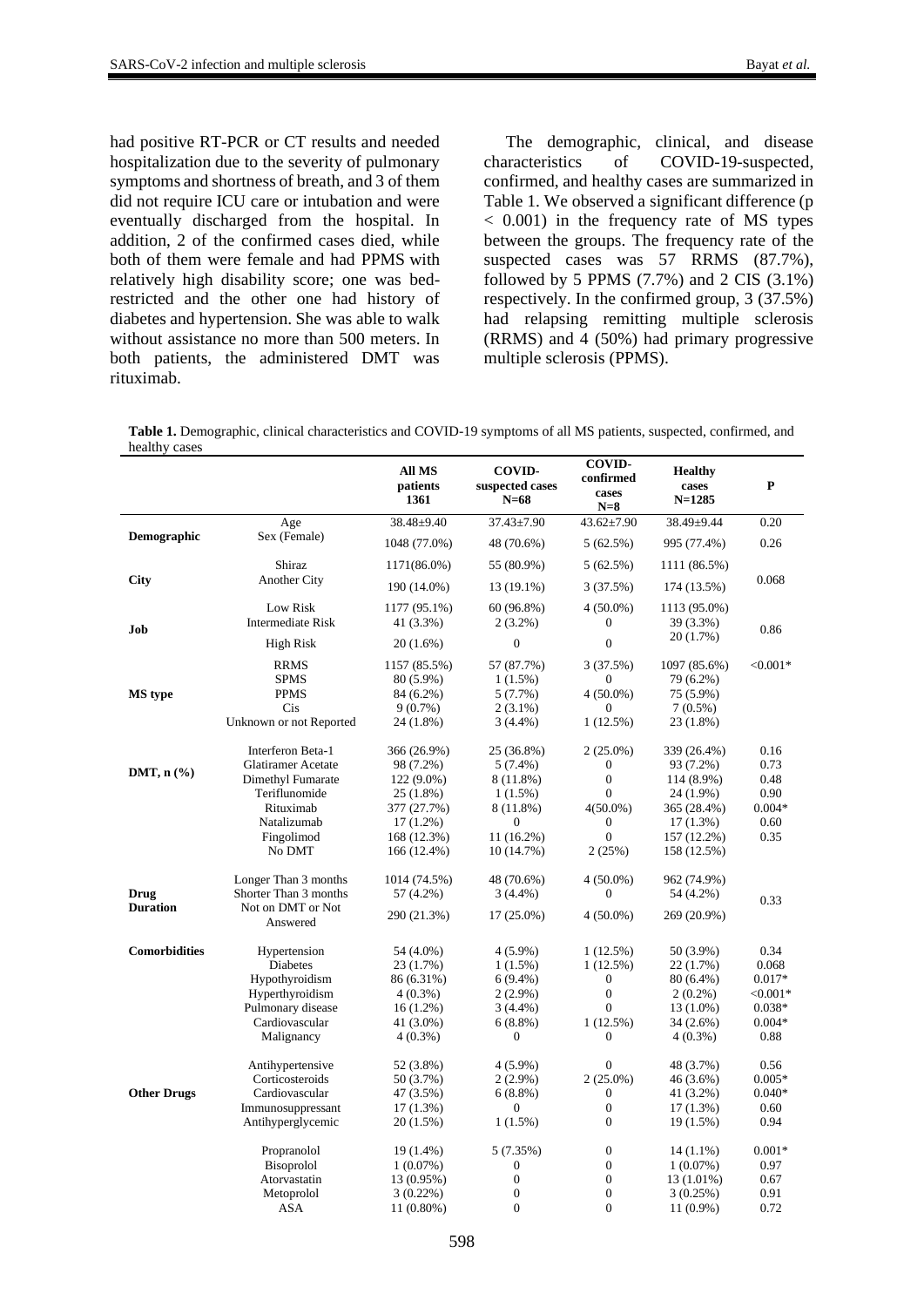had positive RT-PCR or CT results and needed hospitalization due to the severity of pulmonary symptoms and shortness of breath, and 3 of them did not require ICU care or intubation and were eventually discharged from the hospital. In addition, 2 of the confirmed cases died, while both of them were female and had PPMS with relatively high disability score; one was bed-restricted and the other one had history of diabetes and hypertension. She was able to walk without assistance no more than 500 meters. In both patients, the administered DMT was rituximab.

The demographic, clinical, and disease characteristics of COVID-19-suspected, confirmed, and healthy cases are summarized in Table 1. We observed a significant difference ($p < 0.001$) in the frequency rate of MS types between the groups. The frequency rate of the suspected cases was 57 RRMS (87.7%), followed by 5 PPMS (7.7%) and 2 CIS (3.1%) respectively. In the confirmed group, 3 (37.5%) had relapsing remitting multiple sclerosis (RRMS) and 4 (50%) had primary progressive multiple sclerosis (PPMS).

**Table 1.** Demographic, clinical characteristics and COVID-19 symptoms of all MS patients, suspected, confirmed, and healthy cases

| | | All MS patients 1361 | COVID-suspected cases N=68 | COVID-confirmed cases N=8 | Healthy cases N=1285 | P |
|---|---|---|---|---|---|---|
| **Demographic** | Age | 38.48±9.40 | 37.43±7.90 | 43.62±7.90 | 38.49±9.44 | 0.20 |
| | Sex (Female) | 1048 (77.0%) | 48 (70.6%) | 5 (62.5%) | 995 (77.4%) | 0.26 |
| **City** | Shiraz | 1171(86.0%) | 55 (80.9%) | 5 (62.5%) | 1111 (86.5%) | 0.068 |
| | Another City | 190 (14.0%) | 13 (19.1%) | 3 (37.5%) | 174 (13.5%) | |
| **Job** | Low Risk | 1177 (95.1%) | 60 (96.8%) | 4 (50.0%) | 1113 (95.0%) | 0.86 |
| | Intermediate Risk | 41 (3.3%) | 2 (3.2%) | 0 | 39 (3.3%) | |
| | High Risk | 20 (1.6%) | 0 | 0 | 20 (1.7%) | |
| **MS type** | RRMS | 1157 (85.5%) | 57 (87.7%) | 3 (37.5%) | 1097 (85.6%) | <0.001* |
| | SPMS | 80 (5.9%) | 1 (1.5%) | 0 | 79 (6.2%) | |
| | PPMS | 84 (6.2%) | 5 (7.7%) | 4 (50.0%) | 75 (5.9%) | |
| | Cis | 9 (0.7%) | 2 (3.1%) | 0 | 7 (0.5%) | |
| | Unknown or not Reported | 24 (1.8%) | 3 (4.4%) | 1 (12.5%) | 23 (1.8%) | |
| **DMT, n (%)** | Interferon Beta-1 | 366 (26.9%) | 25 (36.8%) | 2 (25.0%) | 339 (26.4%) | 0.16 |
| | Glatiramer Acetate | 98 (7.2%) | 5 (7.4%) | 0 | 93 (7.2%) | 0.73 |
| | Dimethyl Fumarate | 122 (9.0%) | 8 (11.8%) | 0 | 114 (8.9%) | 0.48 |
| | Teriflunomide | 25 (1.8%) | 1 (1.5%) | 0 | 24 (1.9%) | 0.90 |
| | Rituximab | 377 (27.7%) | 8 (11.8%) | 4(50.0%) | 365 (28.4%) | 0.004* |
| | Natalizumab | 17 (1.2%) | 0 | 0 | 17 (1.3%) | 0.60 |
| | Fingolimod | 168 (12.3%) | 11 (16.2%) | 0 | 157 (12.2%) | 0.35 |
| | No DMT | 166 (12.4%) | 10 (14.7%) | 2 (25%) | 158 (12.5%) | |
| **Drug Duration** | Longer Than 3 months | 1014 (74.5%) | 48 (70.6%) | 4 (50.0%) | 962 (74.9%) | 0.33 |
| | Shorter Than 3 months | 57 (4.2%) | 3 (4.4%) | 0 | 54 (4.2%) | |
| | Not on DMT or Not Answered | 290 (21.3%) | 17 (25.0%) | 4 (50.0%) | 269 (20.9%) | |
| **Comorbidities** | Hypertension | 54 (4.0%) | 4 (5.9%) | 1 (12.5%) | 50 (3.9%) | 0.34 |
| | Diabetes | 23 (1.7%) | 1 (1.5%) | 1 (12.5%) | 22 (1.7%) | 0.068 |
| | Hypothyroidism | 86 (6.31%) | 6 (9.4%) | 0 | 80 (6.4%) | 0.017* |
| | Hyperthyroidism | 4 (0.3%) | 2 (2.9%) | 0 | 2 (0.2%) | <0.001* |
| | Pulmonary disease | 16 (1.2%) | 3 (4.4%) | 0 | 13 (1.0%) | 0.038* |
| | Cardiovascular | 41 (3.0%) | 6 (8.8%) | 1 (12.5%) | 34 (2.6%) | 0.004* |
| | Malignancy | 4 (0.3%) | 0 | 0 | 4 (0.3%) | 0.88 |
| **Other Drugs** | Antihypertensive | 52 (3.8%) | 4 (5.9%) | 0 | 48 (3.7%) | 0.56 |
| | Corticosteroids | 50 (3.7%) | 2 (2.9%) | 2 (25.0%) | 46 (3.6%) | 0.005* |
| | Cardiovascular | 47 (3.5%) | 6 (8.8%) | 0 | 41 (3.2%) | 0.040* |
| | Immunosuppressant | 17 (1.3%) | 0 | 0 | 17 (1.3%) | 0.60 |
| | Antihyperglycemic | 20 (1.5%) | 1 (1.5%) | 0 | 19 (1.5%) | 0.94 |
| | Propranolol | 19 (1.4%) | 5 (7.35%) | 0 | 14 (1.1%) | 0.001* |
| | Bisoprolol | 1 (0.07%) | 0 | 0 | 1 (0.07%) | 0.97 |
| | Atorvastatin | 13 (0.95%) | 0 | 0 | 13 (1.01%) | 0.67 |
| | Metoprolol | 3 (0.22%) | 0 | 0 | 3 (0.25%) | 0.91 |
| | ASA | 11 (0.80%) | 0 | 0 | 11 (0.9%) | 0.72 |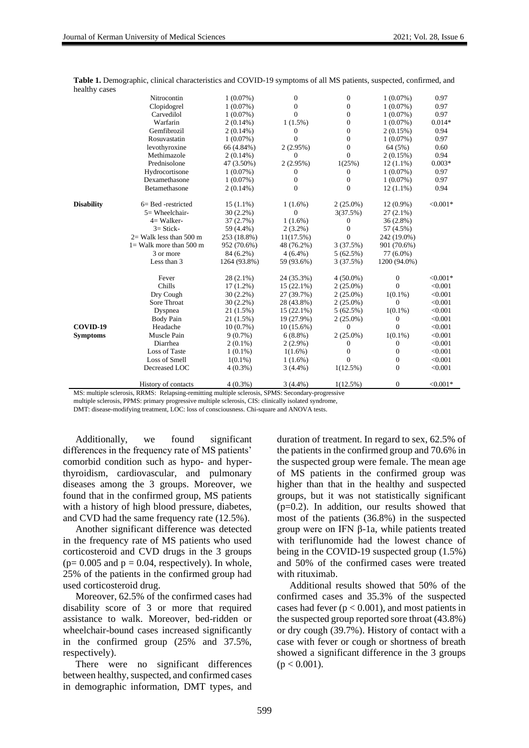**Table 1.** Demographic, clinical characteristics and COVID-19 symptoms of all MS patients, suspected, confirmed, and healthy cases

| | | | | | | |
|---|---|---|---|---|---|---|
| | Nitrocontin | 1 (0.07%) | 0 | 0 | 1 (0.07%) | 0.97 |
| | Clopidogrel | 1 (0.07%) | 0 | 0 | 1 (0.07%) | 0.97 |
| | Carvedilol | 1 (0.07%) | 0 | 0 | 1 (0.07%) | 0.97 |
| | Warfarin | 2 (0.14%) | 1 (1.5%) | 0 | 1 (0.07%) | 0.014* |
| | Gemfibrozil | 2 (0.14%) | 0 | 0 | 2 (0.15%) | 0.94 |
| | Rosuvastatin | 1 (0.07%) | 0 | 0 | 1 (0.07%) | 0.97 |
| | levothyroxine | 66 (4.84%) | 2 (2.95%) | 0 | 64 (5%) | 0.60 |
| | Methimazole | 2 (0.14%) | 0 | 0 | 2 (0.15%) | 0.94 |
| | Prednisolone | 47 (3.50%) | 2 (2.95%) | 1(25%) | 12 (1.1%) | 0.003* |
| | Hydrocortisone | 1 (0.07%) | 0 | 0 | 1 (0.07%) | 0.97 |
| | Dexamethasone | 1 (0.07%) | 0 | 0 | 1 (0.07%) | 0.97 |
| | Betamethasone | 2 (0.14%) | 0 | 0 | 12 (1.1%) | 0.94 |
| **Disability** | 6= Bed -restricted | 15 (1.1%) | 1 (1.6%) | 2 (25.0%) | 12 (0.9%) | <0.001* |
| | 5= Wheelchair- | 30 (2.2%) | 0 | 3(37.5%) | 27 (2.1%) | |
| | 4= Walker- | 37 (2.7%) | 1 (1.6%) | 0 | 36 (2.8%) | |
| | 3= Stick- | 59 (4.4%) | 2 (3.2%) | 0 | 57 (4.5%) | |
| | 2= Walk less than 500 m | 253 (18.8%) | 11(17.5%) | 0 | 242 (19.0%) | |
| | 1= Walk more than 500 m | 952 (70.6%) | 48 (76.2%) | 3 (37.5%) | 901 (70.6%) | |
| | 3 or more | 84 (6.2%) | 4 (6.4%) | 5 (62.5%) | 77 (6.0%) | |
| | Less than 3 | 1264 (93.8%) | 59 (93.6%) | 3 (37.5%) | 1200 (94.0%) | |
| **COVID-19 Symptoms** | Fever | 28 (2.1%) | 24 (35.3%) | 4 (50.0%) | 0 | <0.001* |
| | Chills | 17 (1.2%) | 15 (22.1%) | 2 (25.0%) | 0 | <0.001 |
| | Dry Cough | 30 (2.2%) | 27 (39.7%) | 2 (25.0%) | 1(0.1%) | <0.001 |
| | Sore Throat | 30 (2.2%) | 28 (43.8%) | 2 (25.0%) | 0 | <0.001 |
| | Dyspnea | 21 (1.5%) | 15 (22.1%) | 5 (62.5%) | 1(0.1%) | <0.001 |
| | Body Pain | 21 (1.5%) | 19 (27.9%) | 2 (25.0%) | 0 | <0.001 |
| | Headache | 10 (0.7%) | 10 (15.6%) | 0 | 0 | <0.001 |
| | Muscle Pain | 9 (0.7%) | 6 (8.8%) | 2 (25.0%) | 1(0.1%) | <0.001 |
| | Diarrhea | 2 (0.1%) | 2 (2.9%) | 0 | 0 | <0.001 |
| | Loss of Taste | 1 (0.1%) | 1(1.6%) | 0 | 0 | <0.001 |
| | Loss of Smell | 1(0.1%) | 1 (1.6%) | 0 | 0 | <0.001 |
| | Decreased LOC | 4 (0.3%) | 3 (4.4%) | 1(12.5%) | 0 | <0.001 |
| | History of contacts | 4 (0.3%) | 3 (4.4%) | 1(12.5%) | 0 | <0.001* |

MS: multiple sclerosis, RRMS: Relapsing-remitting multiple sclerosis, SPMS: Secondary-progressive multiple sclerosis, PPMS: primary progressive multiple sclerosis, CIS: clinically isolated syndrome, DMT: disease-modifying treatment, LOC: loss of consciousness. Chi-square and ANOVA tests.

Additionally, we found significant differences in the frequency rate of MS patients' comorbid condition such as hypo- and hyper-thyroidism, cardiovascular, and pulmonary diseases among the 3 groups. Moreover, we found that in the confirmed group, MS patients with a history of high blood pressure, diabetes, and CVD had the same frequency rate (12.5%).

Another significant difference was detected in the frequency rate of MS patients who used corticosteroid and CVD drugs in the 3 groups ($p = 0.005$ and $p = 0.04$, respectively). In whole, 25% of the patients in the confirmed group had used corticosteroid drug.

Moreover, 62.5% of the confirmed cases had disability score of 3 or more that required assistance to walk. Moreover, bed-ridden or wheelchair-bound cases increased significantly in the confirmed group (25% and 37.5%, respectively).

There were no significant differences between healthy, suspected, and confirmed cases in demographic information, DMT types, and duration of treatment. In regard to sex, 62.5% of the patients in the confirmed group and 70.6% in the suspected group were female. The mean age of MS patients in the confirmed group was higher than that in the healthy and suspected groups, but it was not statistically significant ($p=0.2$). In addition, our results showed that most of the patients (36.8%) in the suspected group were on IFN β-1a, while patients treated with teriflunomide had the lowest chance of being in the COVID-19 suspected group (1.5%) and 50% of the confirmed cases were treated with rituximab.

Additional results showed that 50% of the confirmed cases and 35.3% of the suspected cases had fever ($p < 0.001$), and most patients in the suspected group reported sore throat (43.8%) or dry cough (39.7%). History of contact with a case with fever or cough or shortness of breath showed a significant difference in the 3 groups ($p < 0.001$).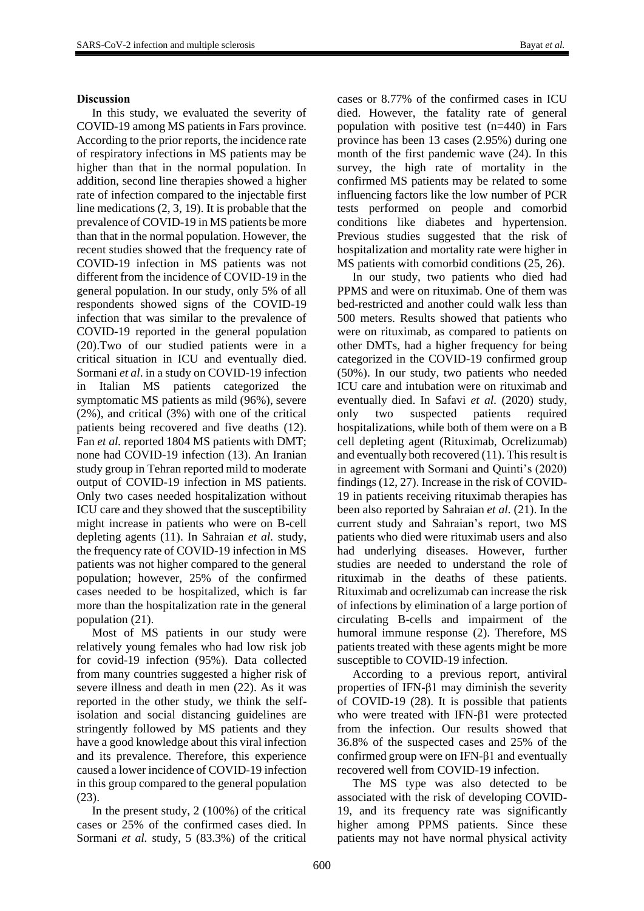**Discussion**

In this study, we evaluated the severity of COVID-19 among MS patients in Fars province. According to the prior reports, the incidence rate of respiratory infections in MS patients may be higher than that in the normal population. In addition, second line therapies showed a higher rate of infection compared to the injectable first line medications (2, 3, 19). It is probable that the prevalence of COVID-19 in MS patients be more than that in the normal population. However, the recent studies showed that the frequency rate of COVID-19 infection in MS patients was not different from the incidence of COVID-19 in the general population. In our study, only 5% of all respondents showed signs of the COVID-19 infection that was similar to the prevalence of COVID-19 reported in the general population (20).Two of our studied patients were in a critical situation in ICU and eventually died. Sormani *et al*. in a study on COVID-19 infection in Italian MS patients categorized the symptomatic MS patients as mild (96%), severe (2%), and critical (3%) with one of the critical patients being recovered and five deaths (12). Fan *et al.* reported 1804 MS patients with DMT; none had COVID-19 infection (13). An Iranian study group in Tehran reported mild to moderate output of COVID-19 infection in MS patients. Only two cases needed hospitalization without ICU care and they showed that the susceptibility might increase in patients who were on B-cell depleting agents (11). In Sahraian *et al.* study, the frequency rate of COVID-19 infection in MS patients was not higher compared to the general population; however, 25% of the confirmed cases needed to be hospitalized, which is far more than the hospitalization rate in the general population (21).

Most of MS patients in our study were relatively young females who had low risk job for covid-19 infection (95%). Data collected from many countries suggested a higher risk of severe illness and death in men (22). As it was reported in the other study, we think the self-isolation and social distancing guidelines are stringently followed by MS patients and they have a good knowledge about this viral infection and its prevalence. Therefore, this experience caused a lower incidence of COVID-19 infection in this group compared to the general population (23).

In the present study, 2 (100%) of the critical cases or 25% of the confirmed cases died. In Sormani *et al.* study, 5 (83.3%) of the critical cases or 8.77% of the confirmed cases in ICU died. However, the fatality rate of general population with positive test (n=440) in Fars province has been 13 cases (2.95%) during one month of the first pandemic wave (24). In this survey, the high rate of mortality in the confirmed MS patients may be related to some influencing factors like the low number of PCR tests performed on people and comorbid conditions like diabetes and hypertension. Previous studies suggested that the risk of hospitalization and mortality rate were higher in MS patients with comorbid conditions (25, 26).

In our study, two patients who died had PPMS and were on rituximab. One of them was bed-restricted and another could walk less than 500 meters. Results showed that patients who were on rituximab, as compared to patients on other DMTs, had a higher frequency for being categorized in the COVID-19 confirmed group (50%). In our study, two patients who needed ICU care and intubation were on rituximab and eventually died. In Safavi *et al.* (2020) study, only two suspected patients required hospitalizations, while both of them were on a B cell depleting agent (Rituximab, Ocrelizumab) and eventually both recovered (11). This result is in agreement with Sormani and Quinti's (2020) findings (12, 27). Increase in the risk of COVID-19 in patients receiving rituximab therapies has been also reported by Sahraian *et al.* (21). In the current study and Sahraian's report, two MS patients who died were rituximab users and also had underlying diseases. However, further studies are needed to understand the role of rituximab in the deaths of these patients. Rituximab and ocrelizumab can increase the risk of infections by elimination of a large portion of circulating B-cells and impairment of the humoral immune response (2). Therefore, MS patients treated with these agents might be more susceptible to COVID-19 infection.

According to a previous report, antiviral properties of IFN-β1 may diminish the severity of COVID-19 (28). It is possible that patients who were treated with IFN-β1 were protected from the infection. Our results showed that 36.8% of the suspected cases and 25% of the confirmed group were on IFN-β1 and eventually recovered well from COVID-19 infection.

The MS type was also detected to be associated with the risk of developing COVID-19, and its frequency rate was significantly higher among PPMS patients. Since these patients may not have normal physical activity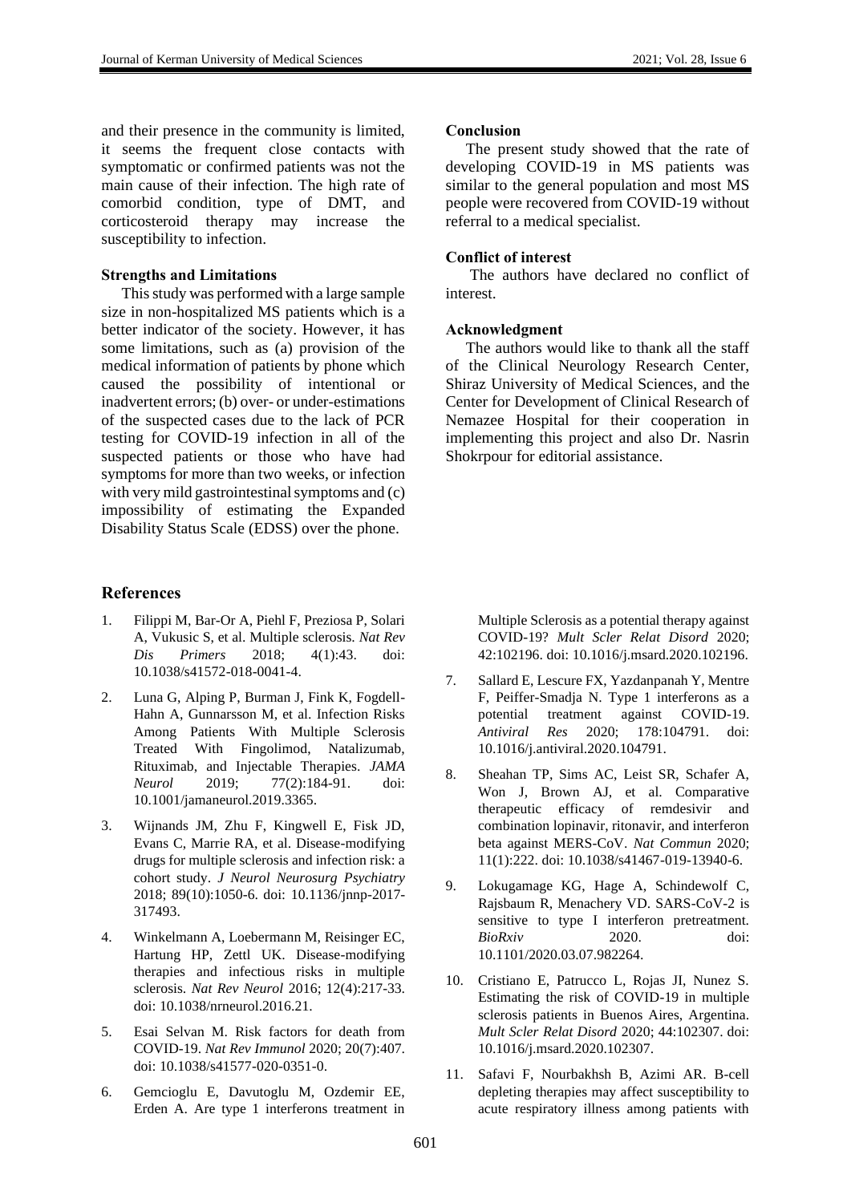and their presence in the community is limited, it seems the frequent close contacts with symptomatic or confirmed patients was not the main cause of their infection. The high rate of comorbid condition, type of DMT, and corticosteroid therapy may increase the susceptibility to infection.

**Strengths and Limitations**

This study was performed with a large sample size in non-hospitalized MS patients which is a better indicator of the society. However, it has some limitations, such as (a) provision of the medical information of patients by phone which caused the possibility of intentional or inadvertent errors; (b) over- or under-estimations of the suspected cases due to the lack of PCR testing for COVID-19 infection in all of the suspected patients or those who have had symptoms for more than two weeks, or infection with very mild gastrointestinal symptoms and (c) impossibility of estimating the Expanded Disability Status Scale (EDSS) over the phone.

**Conclusion**

The present study showed that the rate of developing COVID-19 in MS patients was similar to the general population and most MS people were recovered from COVID-19 without referral to a medical specialist.

**Conflict of interest**

The authors have declared no conflict of interest.

**Acknowledgment**

The authors would like to thank all the staff of the Clinical Neurology Research Center, Shiraz University of Medical Sciences, and the Center for Development of Clinical Research of Nemazee Hospital for their cooperation in implementing this project and also Dr. Nasrin Shokrpour for editorial assistance.

## References

1. Filippi M, Bar-Or A, Piehl F, Preziosa P, Solari A, Vukusic S, et al. Multiple sclerosis. *Nat Rev Dis Primers* 2018; 4(1):43. doi: 10.1038/s41572-018-0041-4.
2. Luna G, Alping P, Burman J, Fink K, Fogdell-Hahn A, Gunnarsson M, et al. Infection Risks Among Patients With Multiple Sclerosis Treated With Fingolimod, Natalizumab, Rituximab, and Injectable Therapies. *JAMA Neurol* 2019; 77(2):184-91. doi: 10.1001/jamaneurol.2019.3365.
3. Wijnands JM, Zhu F, Kingwell E, Fisk JD, Evans C, Marrie RA, et al. Disease-modifying drugs for multiple sclerosis and infection risk: a cohort study. *J Neurol Neurosurg Psychiatry* 2018; 89(10):1050-6. doi: 10.1136/jnnp-2017-317493.
4. Winkelmann A, Loebermann M, Reisinger EC, Hartung HP, Zettl UK. Disease-modifying therapies and infectious risks in multiple sclerosis. *Nat Rev Neurol* 2016; 12(4):217-33. doi: 10.1038/nrneurol.2016.21.
5. Esai Selvan M. Risk factors for death from COVID-19. *Nat Rev Immunol* 2020; 20(7):407. doi: 10.1038/s41577-020-0351-0.
6. Gemcioglu E, Davutoglu M, Ozdemir EE, Erden A. Are type 1 interferons treatment in Multiple Sclerosis as a potential therapy against COVID-19? *Mult Scler Relat Disord* 2020; 42:102196. doi: 10.1016/j.msard.2020.102196.
7. Sallard E, Lescure FX, Yazdanpanah Y, Mentre F, Peiffer-Smadja N. Type 1 interferons as a potential treatment against COVID-19. *Antiviral Res* 2020; 178:104791. doi: 10.1016/j.antiviral.2020.104791.
8. Sheahan TP, Sims AC, Leist SR, Schafer A, Won J, Brown AJ, et al. Comparative therapeutic efficacy of remdesivir and combination lopinavir, ritonavir, and interferon beta against MERS-CoV. *Nat Commun* 2020; 11(1):222. doi: 10.1038/s41467-019-13940-6.
9. Lokugamage KG, Hage A, Schindewolf C, Rajsbaum R, Menachery VD. SARS-CoV-2 is sensitive to type I interferon pretreatment. *BioRxiv* 2020. doi: 10.1101/2020.03.07.982264.
10. Cristiano E, Patrucco L, Rojas JI, Nunez S. Estimating the risk of COVID-19 in multiple sclerosis patients in Buenos Aires, Argentina. *Mult Scler Relat Disord* 2020; 44:102307. doi: 10.1016/j.msard.2020.102307.
11. Safavi F, Nourbakhsh B, Azimi AR. B-cell depleting therapies may affect susceptibility to acute respiratory illness among patients with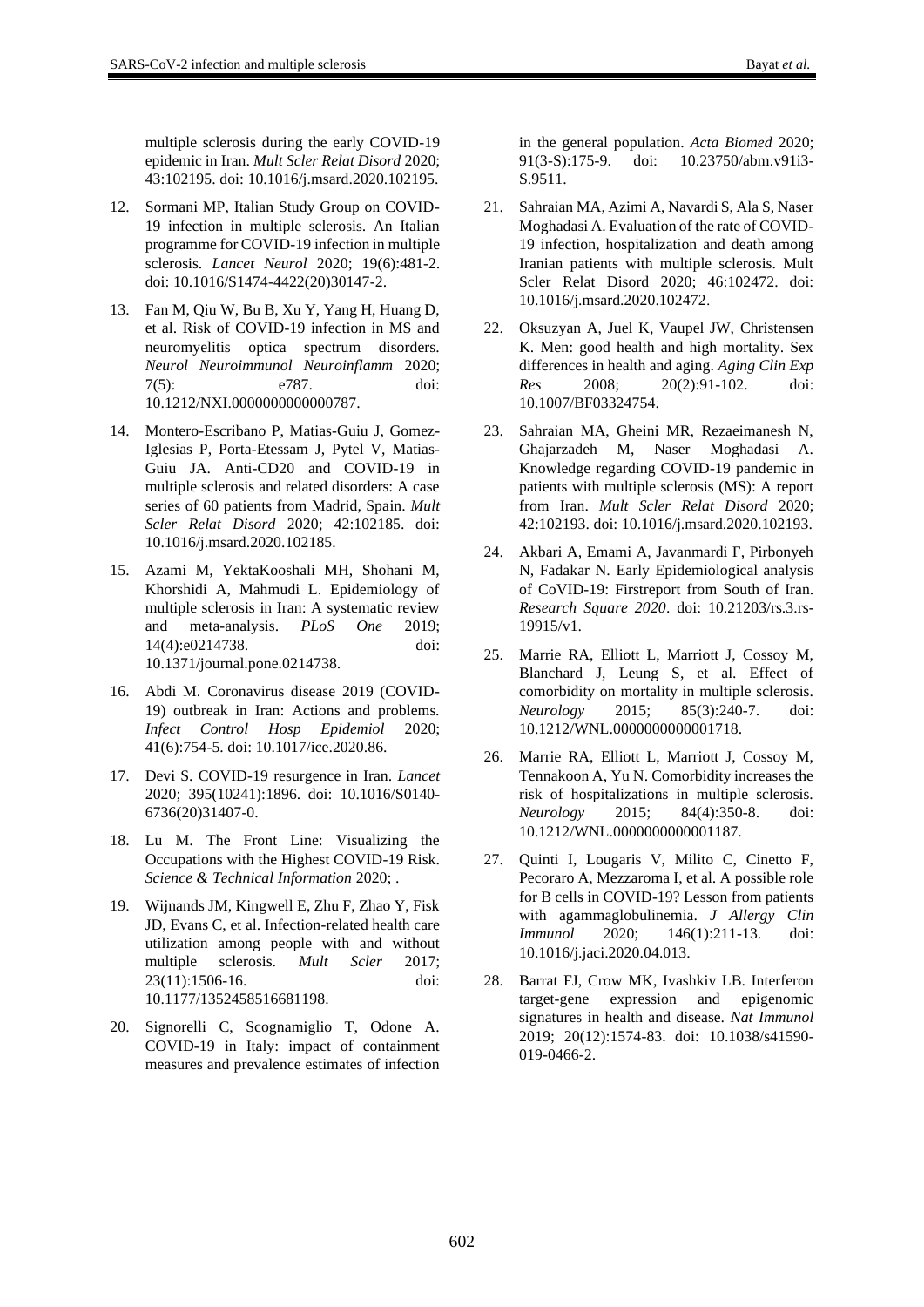multiple sclerosis during the early COVID-19 epidemic in Iran. *Mult Scler Relat Disord* 2020; 43:102195. doi: 10.1016/j.msard.2020.102195.

12. Sormani MP, Italian Study Group on COVID-19 infection in multiple sclerosis. An Italian programme for COVID-19 infection in multiple sclerosis. *Lancet Neurol* 2020; 19(6):481-2. doi: 10.1016/S1474-4422(20)30147-2.

13. Fan M, Qiu W, Bu B, Xu Y, Yang H, Huang D, et al. Risk of COVID-19 infection in MS and neuromyelitis optica spectrum disorders. *Neurol Neuroimmunol Neuroinflamm* 2020; 7(5): e787. doi: 10.1212/NXI.0000000000000787.

14. Montero-Escribano P, Matias-Guiu J, Gomez-Iglesias P, Porta-Etessam J, Pytel V, Matias-Guiu JA. Anti-CD20 and COVID-19 in multiple sclerosis and related disorders: A case series of 60 patients from Madrid, Spain. *Mult Scler Relat Disord* 2020; 42:102185. doi: 10.1016/j.msard.2020.102185.

15. Azami M, YektaKooshali MH, Shohani M, Khorshidi A, Mahmudi L. Epidemiology of multiple sclerosis in Iran: A systematic review and meta-analysis. *PLoS One* 2019; 14(4):e0214738. doi: 10.1371/journal.pone.0214738.

16. Abdi M. Coronavirus disease 2019 (COVID-19) outbreak in Iran: Actions and problems. *Infect Control Hosp Epidemiol* 2020; 41(6):754-5. doi: 10.1017/ice.2020.86.

17. Devi S. COVID-19 resurgence in Iran. *Lancet* 2020; 395(10241):1896. doi: 10.1016/S0140-6736(20)31407-0.

18. Lu M. The Front Line: Visualizing the Occupations with the Highest COVID-19 Risk. *Science & Technical Information* 2020; .

19. Wijnands JM, Kingwell E, Zhu F, Zhao Y, Fisk JD, Evans C, et al. Infection-related health care utilization among people with and without multiple sclerosis. *Mult Scler* 2017; 23(11):1506-16. doi: 10.1177/1352458516681198.

20. Signorelli C, Scognamiglio T, Odone A. COVID-19 in Italy: impact of containment measures and prevalence estimates of infection in the general population. *Acta Biomed* 2020; 91(3-S):175-9. doi: 10.23750/abm.v91i3-S.9511.

21. Sahraian MA, Azimi A, Navardi S, Ala S, Naser Moghadasi A. Evaluation of the rate of COVID-19 infection, hospitalization and death among Iranian patients with multiple sclerosis. Mult Scler Relat Disord 2020; 46:102472. doi: 10.1016/j.msard.2020.102472.

22. Oksuzyan A, Juel K, Vaupel JW, Christensen K. Men: good health and high mortality. Sex differences in health and aging. *Aging Clin Exp Res* 2008; 20(2):91-102. doi: 10.1007/BF03324754.

23. Sahraian MA, Gheini MR, Rezaeimanesh N, Ghajarzadeh M, Naser Moghadasi A. Knowledge regarding COVID-19 pandemic in patients with multiple sclerosis (MS): A report from Iran. *Mult Scler Relat Disord* 2020; 42:102193. doi: 10.1016/j.msard.2020.102193.

24. Akbari A, Emami A, Javanmardi F, Pirbonyeh N, Fadakar N. Early Epidemiological analysis of CoVID-19: Firstreport from South of Iran. *Research Square 2020*. doi: 10.21203/rs.3.rs-19915/v1.

25. Marrie RA, Elliott L, Marriott J, Cossoy M, Blanchard J, Leung S, et al. Effect of comorbidity on mortality in multiple sclerosis. *Neurology* 2015; 85(3):240-7. doi: 10.1212/WNL.0000000000001718.

26. Marrie RA, Elliott L, Marriott J, Cossoy M, Tennakoon A, Yu N. Comorbidity increases the risk of hospitalizations in multiple sclerosis. *Neurology* 2015; 84(4):350-8. doi: 10.1212/WNL.0000000000001187.

27. Quinti I, Lougaris V, Milito C, Cinetto F, Pecoraro A, Mezzaroma I, et al. A possible role for B cells in COVID-19? Lesson from patients with agammaglobulinemia. *J Allergy Clin Immunol* 2020; 146(1):211-13. doi: 10.1016/j.jaci.2020.04.013.

28. Barrat FJ, Crow MK, Ivashkiv LB. Interferon target-gene expression and epigenomic signatures in health and disease. *Nat Immunol* 2019; 20(12):1574-83. doi: 10.1038/s41590-019-0466-2.